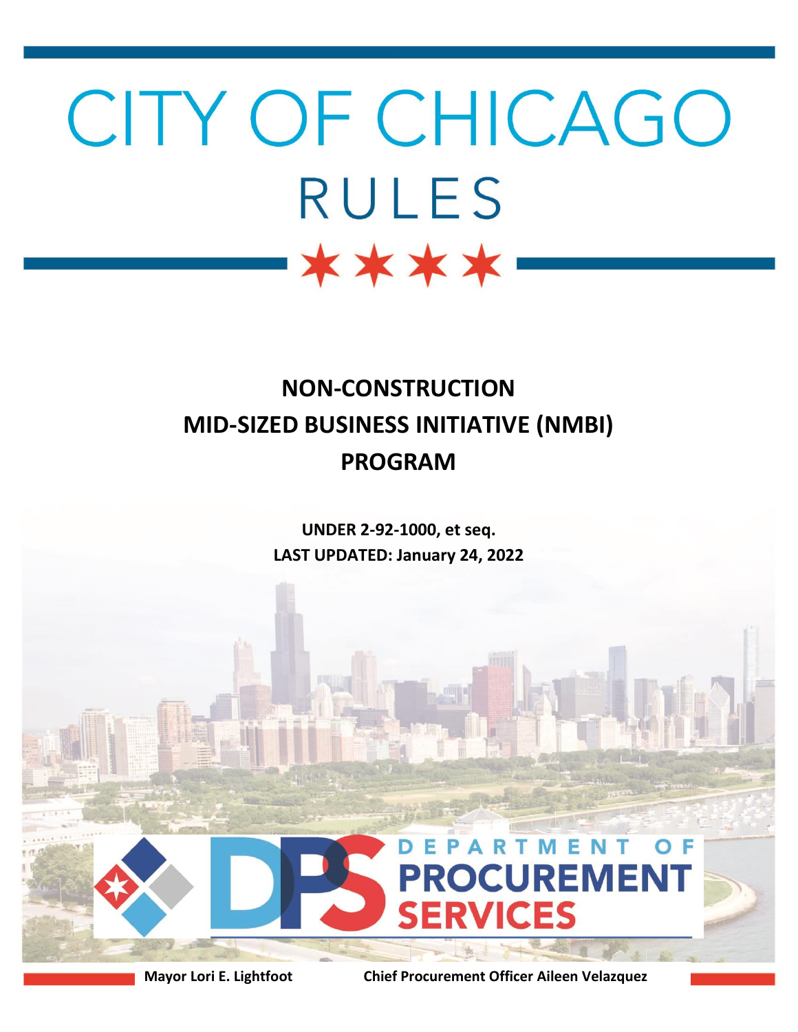# CITY OF CHICAGO

# RULES

## NON-CONSTRUCTION MID-SIZED BUSINESS INITIATIVE (NMBI) PROGRAM

**UNDER 2-92-1000, et seq.**

**LAST UPDATED: January 24, 2022**

DEPARTMENT OF PROCUREMENT SERVICES

**Mayor Lori E. Lightfoot** **Chief Procurement Officer Aileen Velazquez**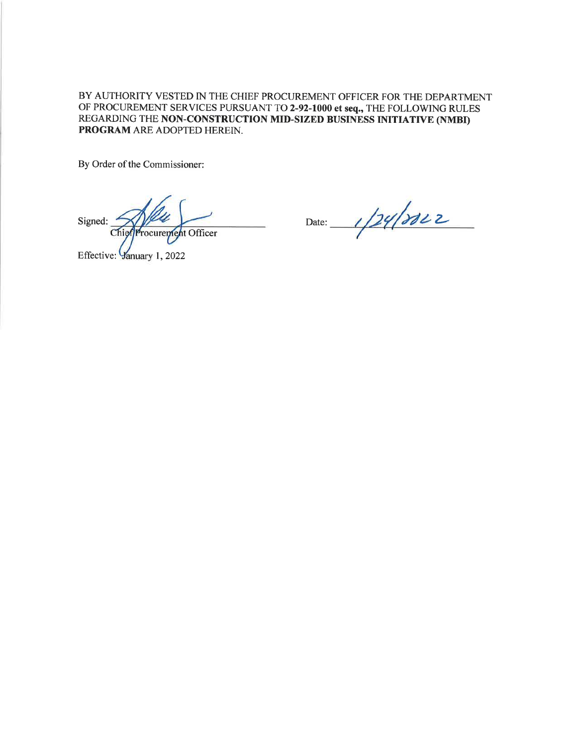BY AUTHORITY VESTED IN THE CHIEF PROCUREMENT OFFICER FOR THE DEPARTMENT OF PROCUREMENT SERVICES PURSUANT TO **2-92-1000 et seq.,** THE FOLLOWING RULES REGARDING THE **NON-CONSTRUCTION MID-SIZED BUSINESS INITIATIVE (NMBI) PROGRAM** ARE ADOPTED HEREIN.

By Order of the Commissioner:

Signed: ______________________________
Chief Procurement Officer

Date: 1/24/2022

Effective: January 1, 2022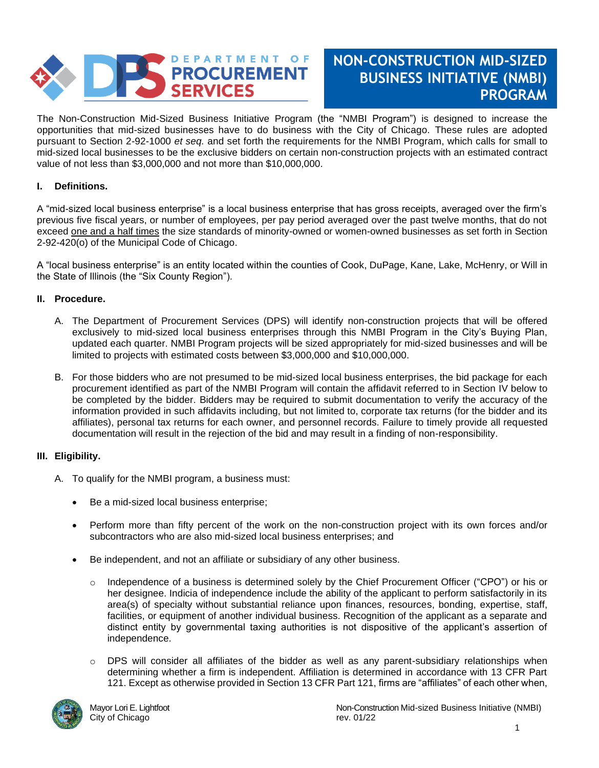# NON-CONSTRUCTION MID-SIZED BUSINESS INITIATIVE (NMBI) PROGRAM

The Non-Construction Mid-Sized Business Initiative Program (the "NMBI Program") is designed to increase the opportunities that mid-sized businesses have to do business with the City of Chicago. These rules are adopted pursuant to Section 2-92-1000 *et seq.* and set forth the requirements for the NMBI Program, which calls for small to mid-sized local businesses to be the exclusive bidders on certain non-construction projects with an estimated contract value of not less than $3,000,000 and not more than $10,000,000.

## I. Definitions.

A "mid-sized local business enterprise" is a local business enterprise that has gross receipts, averaged over the firm's previous five fiscal years, or number of employees, per pay period averaged over the past twelve months, that do not exceed <u>one and a half times</u> the size standards of minority-owned or women-owned businesses as set forth in Section 2-92-420(o) of the Municipal Code of Chicago.

A "local business enterprise" is an entity located within the counties of Cook, DuPage, Kane, Lake, McHenry, or Will in the State of Illinois (the "Six County Region").

## II. Procedure.

A. The Department of Procurement Services (DPS) will identify non-construction projects that will be offered exclusively to mid-sized local business enterprises through this NMBI Program in the City's Buying Plan, updated each quarter. NMBI Program projects will be sized appropriately for mid-sized businesses and will be limited to projects with estimated costs between $3,000,000 and $10,000,000.

B. For those bidders who are not presumed to be mid-sized local business enterprises, the bid package for each procurement identified as part of the NMBI Program will contain the affidavit referred to in Section IV below to be completed by the bidder. Bidders may be required to submit documentation to verify the accuracy of the information provided in such affidavits including, but not limited to, corporate tax returns (for the bidder and its affiliates), personal tax returns for each owner, and personnel records. Failure to timely provide all requested documentation will result in the rejection of the bid and may result in a finding of non-responsibility.

## III. Eligibility.

A. To qualify for the NMBI program, a business must:

- Be a mid-sized local business enterprise;
- Perform more than fifty percent of the work on the non-construction project with its own forces and/or subcontractors who are also mid-sized local business enterprises; and
- Be independent, and not an affiliate or subsidiary of any other business.
    - Independence of a business is determined solely by the Chief Procurement Officer ("CPO") or his or her designee. Indicia of independence include the ability of the applicant to perform satisfactorily in its area(s) of specialty without substantial reliance upon finances, resources, bonding, expertise, staff, facilities, or equipment of another individual business. Recognition of the applicant as a separate and distinct entity by governmental taxing authorities is not dispositive of the applicant's assertion of independence.
    - DPS will consider all affiliates of the bidder as well as any parent-subsidiary relationships when determining whether a firm is independent. Affiliation is determined in accordance with 13 CFR Part 121. Except as otherwise provided in Section 13 CFR Part 121, firms are "affiliates" of each other when,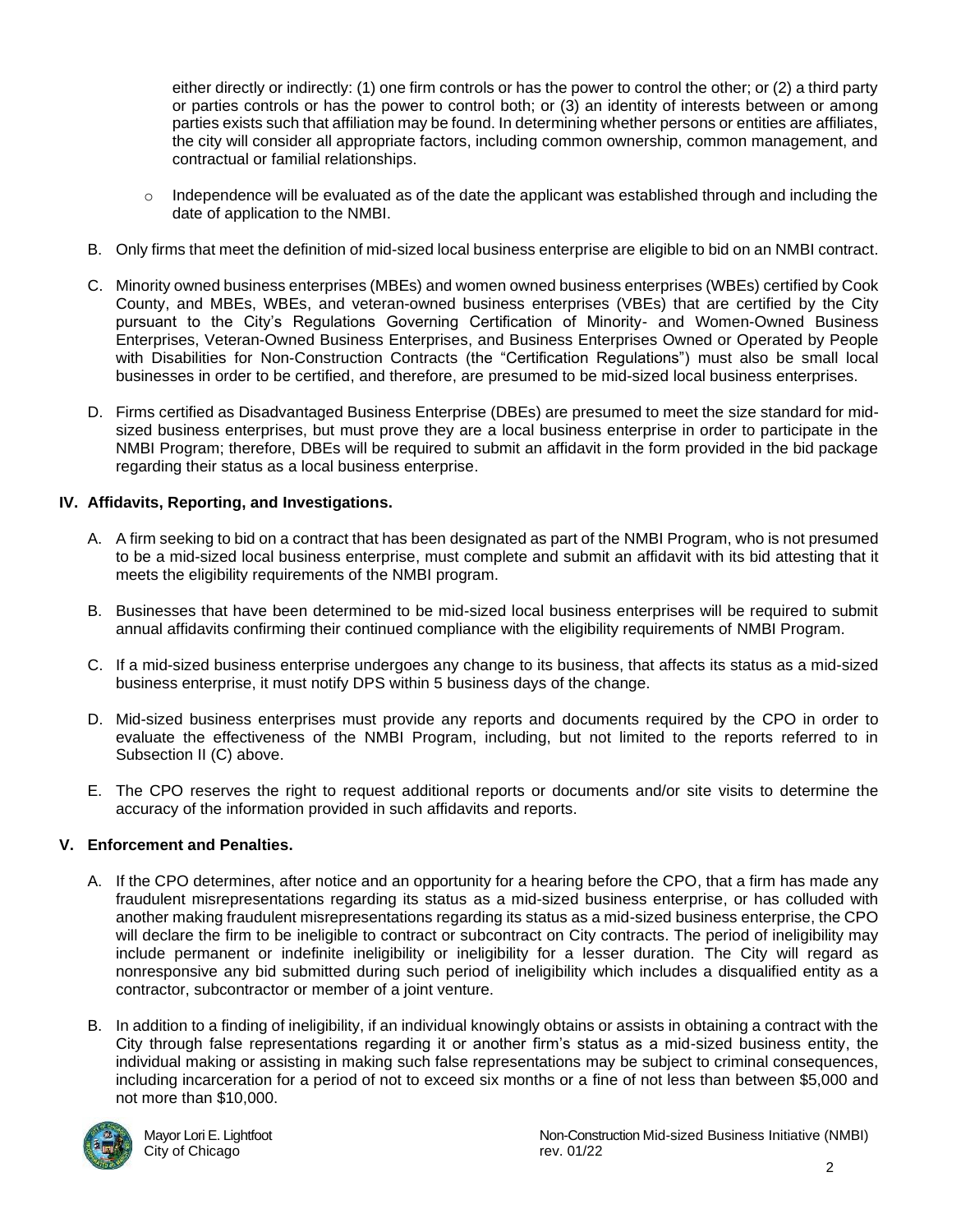either directly or indirectly: (1) one firm controls or has the power to control the other; or (2) a third party or parties controls or has the power to control both; or (3) an identity of interests between or among parties exists such that affiliation may be found. In determining whether persons or entities are affiliates, the city will consider all appropriate factors, including common ownership, common management, and contractual or familial relationships.

- Independence will be evaluated as of the date the applicant was established through and including the date of application to the NMBI.

B. Only firms that meet the definition of mid-sized local business enterprise are eligible to bid on an NMBI contract.

C. Minority owned business enterprises (MBEs) and women owned business enterprises (WBEs) certified by Cook County, and MBEs, WBEs, and veteran-owned business enterprises (VBEs) that are certified by the City pursuant to the City's Regulations Governing Certification of Minority- and Women-Owned Business Enterprises, Veteran-Owned Business Enterprises, and Business Enterprises Owned or Operated by People with Disabilities for Non-Construction Contracts (the "Certification Regulations") must also be small local businesses in order to be certified, and therefore, are presumed to be mid-sized local business enterprises.

D. Firms certified as Disadvantaged Business Enterprise (DBEs) are presumed to meet the size standard for mid-sized business enterprises, but must prove they are a local business enterprise in order to participate in the NMBI Program; therefore, DBEs will be required to submit an affidavit in the form provided in the bid package regarding their status as a local business enterprise.

## IV. Affidavits, Reporting, and Investigations.

A. A firm seeking to bid on a contract that has been designated as part of the NMBI Program, who is not presumed to be a mid-sized local business enterprise, must complete and submit an affidavit with its bid attesting that it meets the eligibility requirements of the NMBI program.

B. Businesses that have been determined to be mid-sized local business enterprises will be required to submit annual affidavits confirming their continued compliance with the eligibility requirements of NMBI Program.

C. If a mid-sized business enterprise undergoes any change to its business, that affects its status as a mid-sized business enterprise, it must notify DPS within 5 business days of the change.

D. Mid-sized business enterprises must provide any reports and documents required by the CPO in order to evaluate the effectiveness of the NMBI Program, including, but not limited to the reports referred to in Subsection II (C) above.

E. The CPO reserves the right to request additional reports or documents and/or site visits to determine the accuracy of the information provided in such affidavits and reports.

## V. Enforcement and Penalties.

A. If the CPO determines, after notice and an opportunity for a hearing before the CPO, that a firm has made any fraudulent misrepresentations regarding its status as a mid-sized business enterprise, or has colluded with another making fraudulent misrepresentations regarding its status as a mid-sized business enterprise, the CPO will declare the firm to be ineligible to contract or subcontract on City contracts. The period of ineligibility may include permanent or indefinite ineligibility or ineligibility for a lesser duration. The City will regard as nonresponsive any bid submitted during such period of ineligibility which includes a disqualified entity as a contractor, subcontractor or member of a joint venture.

B. In addition to a finding of ineligibility, if an individual knowingly obtains or assists in obtaining a contract with the City through false representations regarding it or another firm's status as a mid-sized business entity, the individual making or assisting in making such false representations may be subject to criminal consequences, including incarceration for a period of not to exceed six months or a fine of not less than between $5,000 and not more than $10,000.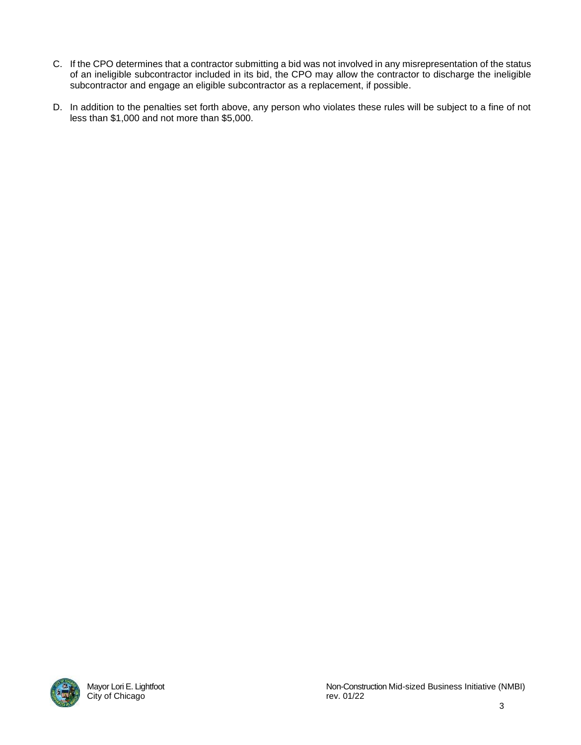C. If the CPO determines that a contractor submitting a bid was not involved in any misrepresentation of the status of an ineligible subcontractor included in its bid, the CPO may allow the contractor to discharge the ineligible subcontractor and engage an eligible subcontractor as a replacement, if possible.

D. In addition to the penalties set forth above, any person who violates these rules will be subject to a fine of not less than $1,000 and not more than $5,000.